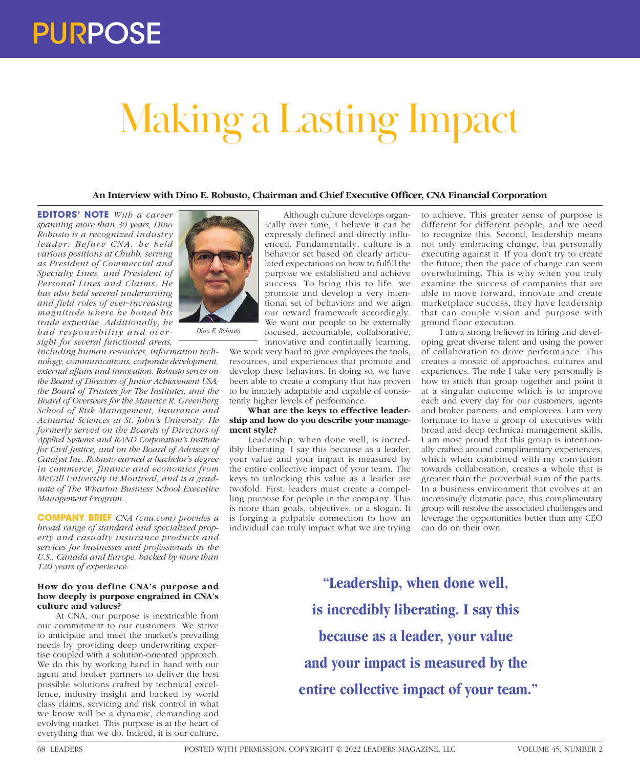# PURPOSE

# Making a Lasting Impact

**An Interview with Dino E. Robusto, Chairman and Chief Executive Officer, CNA Financial Corporation**

**EDITORS' NOTE** *With a career spanning more than 30 years, Dino Robusto is a recognized industry leader. Before CNA, he held various positions at Chubb, serving as President of Commercial and Specialty Lines, and President of Personal Lines and Claims. He has also held several underwriting and field roles of ever-increasing magnitude where he honed his trade expertise. Additionally, he had responsibility and oversight for several functional areas, including human resources, information technology, communications, corporate development, external affairs and innovation. Robusto serves on the Board of Directors of Junior Achievement USA; the Board of Trustees for The Institutes; and the Board of Overseers for the Maurice R. Greenberg School of Risk Management, Insurance and Actuarial Sciences at St. John's University. He formerly served on the Boards of Directors of Applied Systems and RAND Corporation's Institute for Civil Justice, and on the Board of Advisors of Catalyst Inc. Robusto earned a bachelor's degree in commerce, finance and economics from McGill University in Montreal, and is a graduate of The Wharton Business School Executive Management Program.*

*Dino E. Robusto*

**COMPANY BRIEF** *CNA (cna.com) provides a broad range of standard and specialized property and casualty insurance products and services for businesses and professionals in the U.S., Canada and Europe, backed by more than 120 years of experience.*

**How do you define CNA's purpose and how deeply is purpose engrained in CNA's culture and values?**

At CNA, our purpose is inextricable from our commitment to our customers. We strive to anticipate and meet the market's prevailing needs by providing deep underwriting expertise coupled with a solution-oriented approach. We do this by working hand in hand with our agent and broker partners to deliver the best possible solutions crafted by technical excellence, industry insight and backed by world class claims, servicing and risk control in what we know will be a dynamic, demanding and evolving market. This purpose is at the heart of everything that we do. Indeed, it is our culture.

Although culture develops organically over time, I believe it can be expressly defined and directly influenced. Fundamentally, culture is a behavior set based on clearly articulated expectations on how to fulfill the purpose we established and achieve success. To bring this to life, we promote and develop a very intentional set of behaviors and we align our reward framework accordingly. We want our people to be externally focused, accountable, collaborative, innovative and continually learning. We work very hard to give employees the tools, resources, and experiences that promote and develop these behaviors. In doing so, we have been able to create a company that has proven to be innately adaptable and capable of consistently higher levels of performance.

**What are the keys to effective leadership and how do you describe your management style?**

Leadership, when done well, is incredibly liberating. I say this because as a leader, your value and your impact is measured by the entire collective impact of your team. The keys to unlocking this value as a leader are twofold. First, leaders must create a compelling purpose for people in the company. This is more than goals, objectives, or a slogan. It is forging a palpable connection to how an individual can truly impact what we are trying to achieve. This greater sense of purpose is different for different people, and we need to recognize this. Second, leadership means not only embracing change, but personally executing against it. If you don't try to create the future, then the pace of change can seem overwhelming. This is why when you truly examine the success of companies that are able to move forward, innovate and create marketplace success, they have leadership that can couple vision and purpose with ground floor execution.

I am a strong believer in hiring and developing great diverse talent and using the power of collaboration to drive performance. This creates a mosaic of approaches, cultures and experiences. The role I take very personally is how to stitch that group together and point it at a singular outcome which is to improve each and every day for our customers, agents and broker partners, and employees. I am very fortunate to have a group of executives with broad and deep technical management skills. I am most proud that this group is intentionally crafted around complimentary experiences, which when combined with my conviction towards collaboration, creates a whole that is greater than the proverbial sum of the parts. In a business environment that evolves at an increasingly dramatic pace, this complimentary group will resolve the associated challenges and leverage the opportunities better than any CEO can do on their own.

> **"Leadership, when done well, is incredibly liberating. I say this because as a leader, your value and your impact is measured by the entire collective impact of your team."**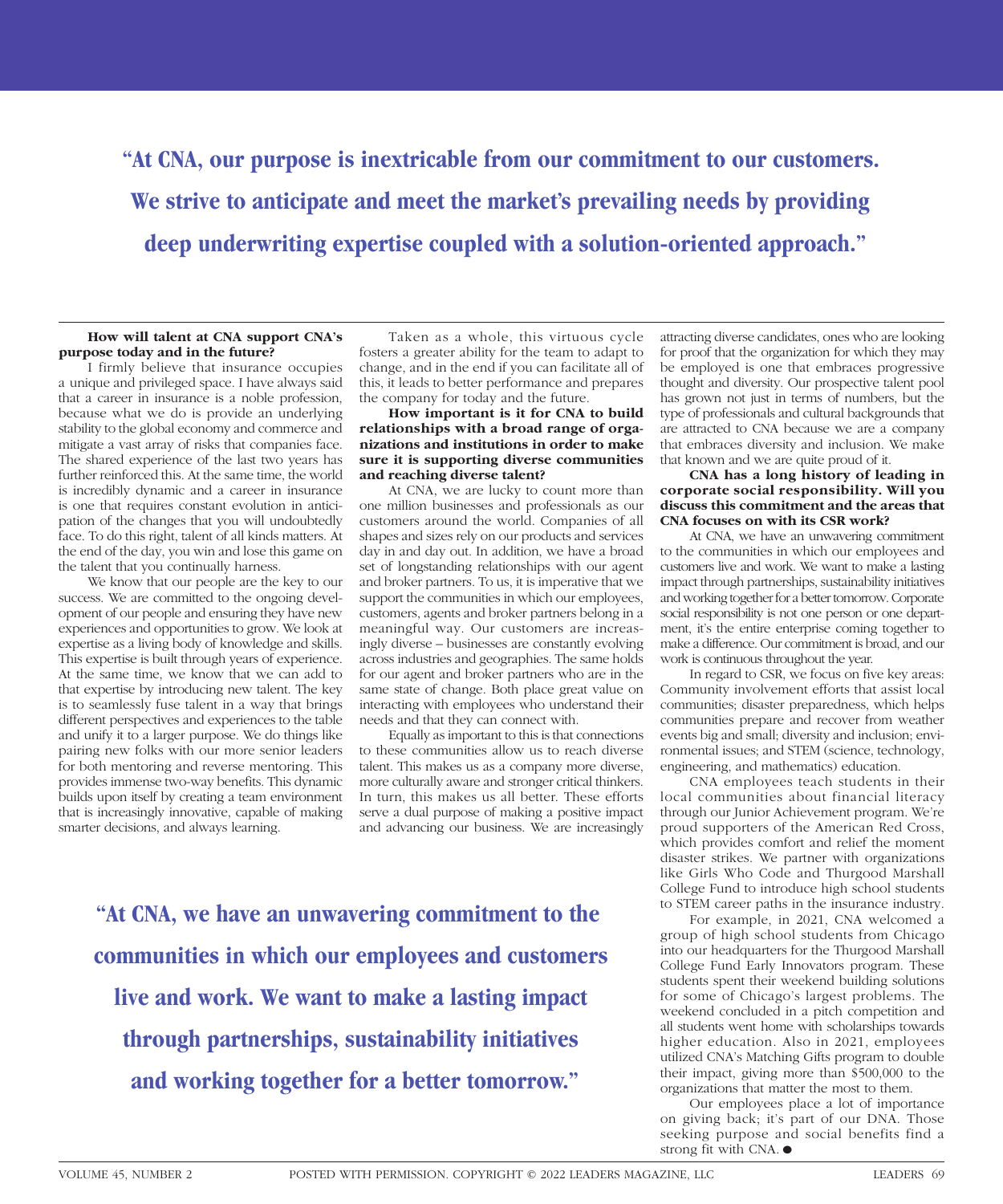**"At CNA, our purpose is inextricable from our commitment to our customers. We strive to anticipate and meet the market's prevailing needs by providing deep underwriting expertise coupled with a solution-oriented approach."**

**How will talent at CNA support CNA's purpose today and in the future?**

I firmly believe that insurance occupies a unique and privileged space. I have always said that a career in insurance is a noble profession, because what we do is provide an underlying stability to the global economy and commerce and mitigate a vast array of risks that companies face. The shared experience of the last two years has further reinforced this. At the same time, the world is incredibly dynamic and a career in insurance is one that requires constant evolution in anticipation of the changes that you will undoubtedly face. To do this right, talent of all kinds matters. At the end of the day, you win and lose this game on the talent that you continually harness.

We know that our people are the key to our success. We are committed to the ongoing development of our people and ensuring they have new experiences and opportunities to grow. We look at expertise as a living body of knowledge and skills. This expertise is built through years of experience. At the same time, we know that we can add to that expertise by introducing new talent. The key is to seamlessly fuse talent in a way that brings different perspectives and experiences to the table and unify it to a larger purpose. We do things like pairing new folks with our more senior leaders for both mentoring and reverse mentoring. This provides immense two-way benefits. This dynamic builds upon itself by creating a team environment that is increasingly innovative, capable of making smarter decisions, and always learning.

Taken as a whole, this virtuous cycle fosters a greater ability for the team to adapt to change, and in the end if you can facilitate all of this, it leads to better performance and prepares the company for today and the future.

**How important is it for CNA to build relationships with a broad range of organizations and institutions in order to make sure it is supporting diverse communities and reaching diverse talent?**

At CNA, we are lucky to count more than one million businesses and professionals as our customers around the world. Companies of all shapes and sizes rely on our products and services day in and day out. In addition, we have a broad set of longstanding relationships with our agent and broker partners. To us, it is imperative that we support the communities in which our employees, customers, agents and broker partners belong in a meaningful way. Our customers are increasingly diverse – businesses are constantly evolving across industries and geographies. The same holds for our agent and broker partners who are in the same state of change. Both place great value on interacting with employees who understand their needs and that they can connect with.

Equally as important to this is that connections to these communities allow us to reach diverse talent. This makes us as a company more diverse, more culturally aware and stronger critical thinkers. In turn, this makes us all better. These efforts serve a dual purpose of making a positive impact and advancing our business. We are increasingly attracting diverse candidates, ones who are looking for proof that the organization for which they may be employed is one that embraces progressive thought and diversity. Our prospective talent pool has grown not just in terms of numbers, but the type of professionals and cultural backgrounds that are attracted to CNA because we are a company that embraces diversity and inclusion. We make that known and we are quite proud of it.

**CNA has a long history of leading in corporate social responsibility. Will you discuss this commitment and the areas that CNA focuses on with its CSR work?**

At CNA, we have an unwavering commitment to the communities in which our employees and customers live and work. We want to make a lasting impact through partnerships, sustainability initiatives and working together for a better tomorrow. Corporate social responsibility is not one person or one department, it's the entire enterprise coming together to make a difference. Our commitment is broad, and our work is continuous throughout the year.

In regard to CSR, we focus on five key areas: Community involvement efforts that assist local communities; disaster preparedness, which helps communities prepare and recover from weather events big and small; diversity and inclusion; environmental issues; and STEM (science, technology, engineering, and mathematics) education.

CNA employees teach students in their local communities about financial literacy through our Junior Achievement program. We're proud supporters of the American Red Cross, which provides comfort and relief the moment disaster strikes. We partner with organizations like Girls Who Code and Thurgood Marshall College Fund to introduce high school students to STEM career paths in the insurance industry.

For example, in 2021, CNA welcomed a group of high school students from Chicago into our headquarters for the Thurgood Marshall College Fund Early Innovators program. These students spent their weekend building solutions for some of Chicago's largest problems. The weekend concluded in a pitch competition and all students went home with scholarships towards higher education. Also in 2021, employees utilized CNA's Matching Gifts program to double their impact, giving more than $500,000 to the organizations that matter the most to them.

Our employees place a lot of importance on giving back; it's part of our DNA. Those seeking purpose and social benefits find a strong fit with CNA. ●

**"At CNA, we have an unwavering commitment to the communities in which our employees and customers live and work. We want to make a lasting impact through partnerships, sustainability initiatives and working together for a better tomorrow."**

POSTED WITH PERMISSION. COPYRIGHT © 2022 LEADERS MAGAZINE, LLC